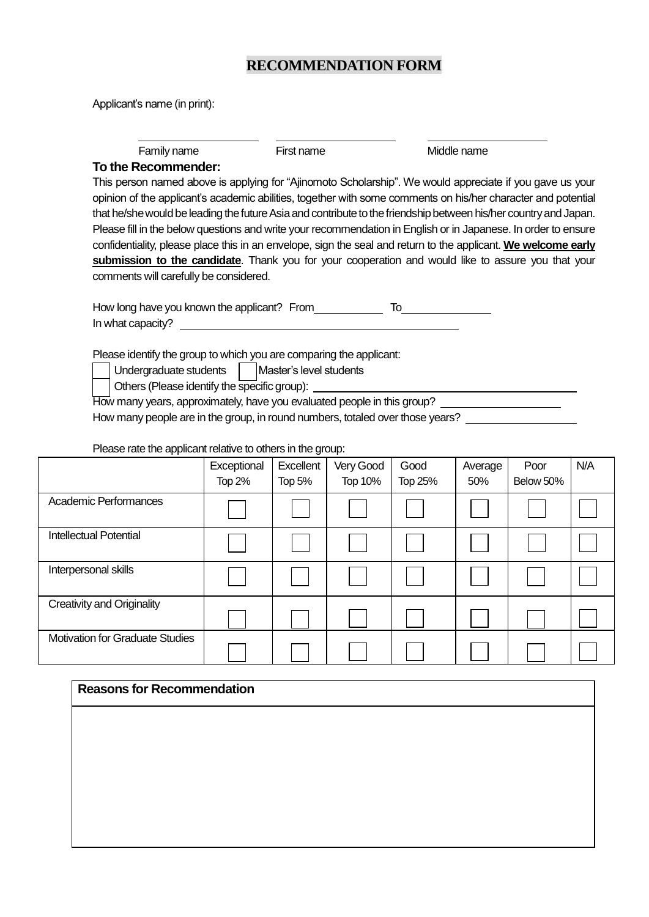# RECOMMENDATION FORM

Applicant's name (in print):

| Family name | First name | Middle name |
|---|---|---|
| | | |

**To the Recommender:**

This person named above is applying for "Ajinomoto Scholarship". We would appreciate if you gave us your opinion of the applicant's academic abilities, together with some comments on his/her character and potential that he/she would be leading the future Asia and contribute to the friendship between his/her country and Japan. Please fill in the below questions and write your recommendation in English or in Japanese. In order to ensure confidentiality, please place this in an envelope, sign the seal and return to the applicant. **We welcome early submission to the candidate**. Thank you for your cooperation and would like to assure you that your comments will carefully be considered.

How long have you known the applicant? From ____________ To ______________

In what capacity? ______________________________________________

Please identify the group to which you are comparing the applicant:

☐ Undergraduate students ☐ Master's level students

☐ Others (Please identify the specific group): ______________________________________________

How many years, approximately, have you evaluated people in this group? ____________________

How many people are in the group, in round numbers, totaled over those years? __________________

Please rate the applicant relative to others in the group:

| | Exceptional Top 2% | Excellent Top 5% | Very Good Top 10% | Good Top 25% | Average 50% | Poor Below 50% | N/A |
|---|---|---|---|---|---|---|---|
| Academic Performances | ☐ | ☐ | ☐ | ☐ | ☐ | ☐ | ☐ |
| Intellectual Potential | ☐ | ☐ | ☐ | ☐ | ☐ | ☐ | ☐ |
| Interpersonal skills | ☐ | ☐ | ☐ | ☐ | ☐ | ☐ | ☐ |
| Creativity and Originality | ☐ | ☐ | ☐ | ☐ | ☐ | ☐ | ☐ |
| Motivation for Graduate Studies | ☐ | ☐ | ☐ | ☐ | ☐ | ☐ | ☐ |

| **Reasons for Recommendation** |
|---|
| |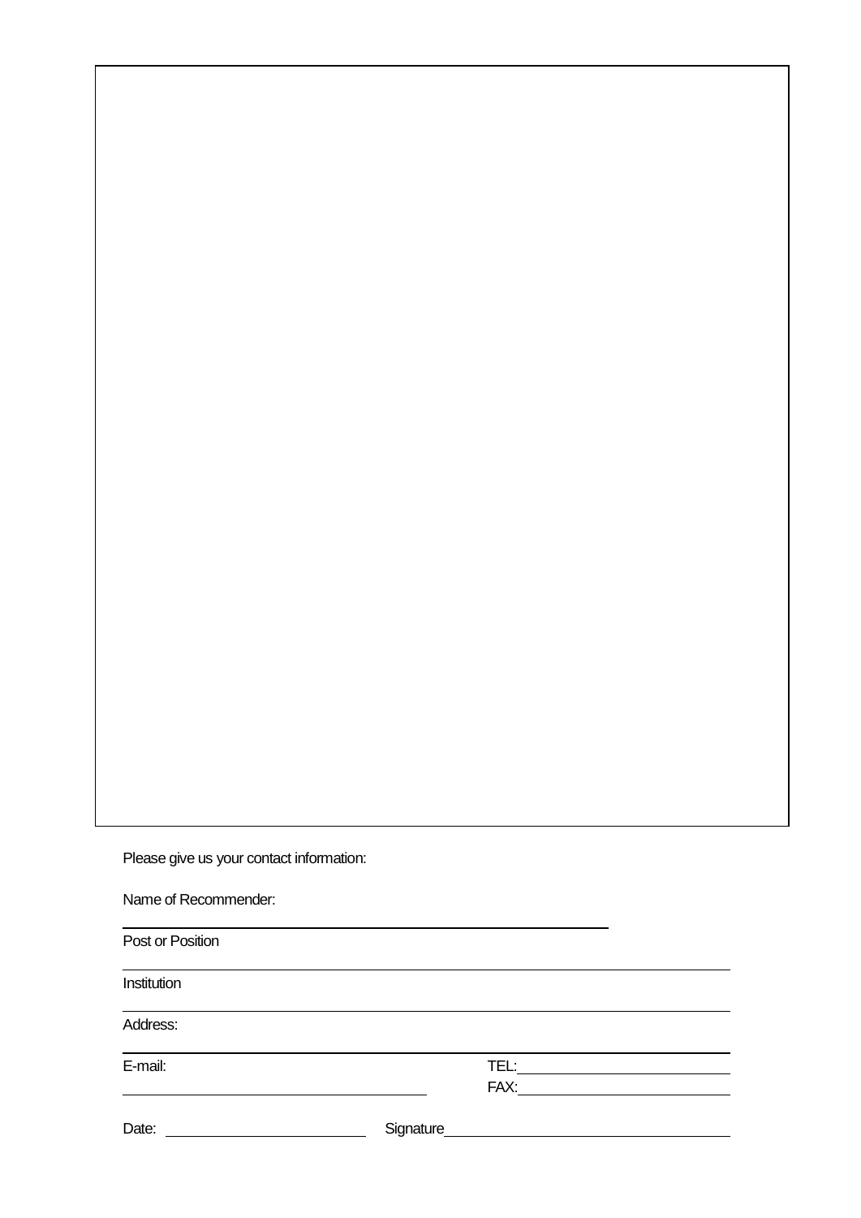Please give us your contact information:

Name of Recommender:

Post or Position

Institution

Address:

E-mail:

TEL:

FAX:

Date:

Signature